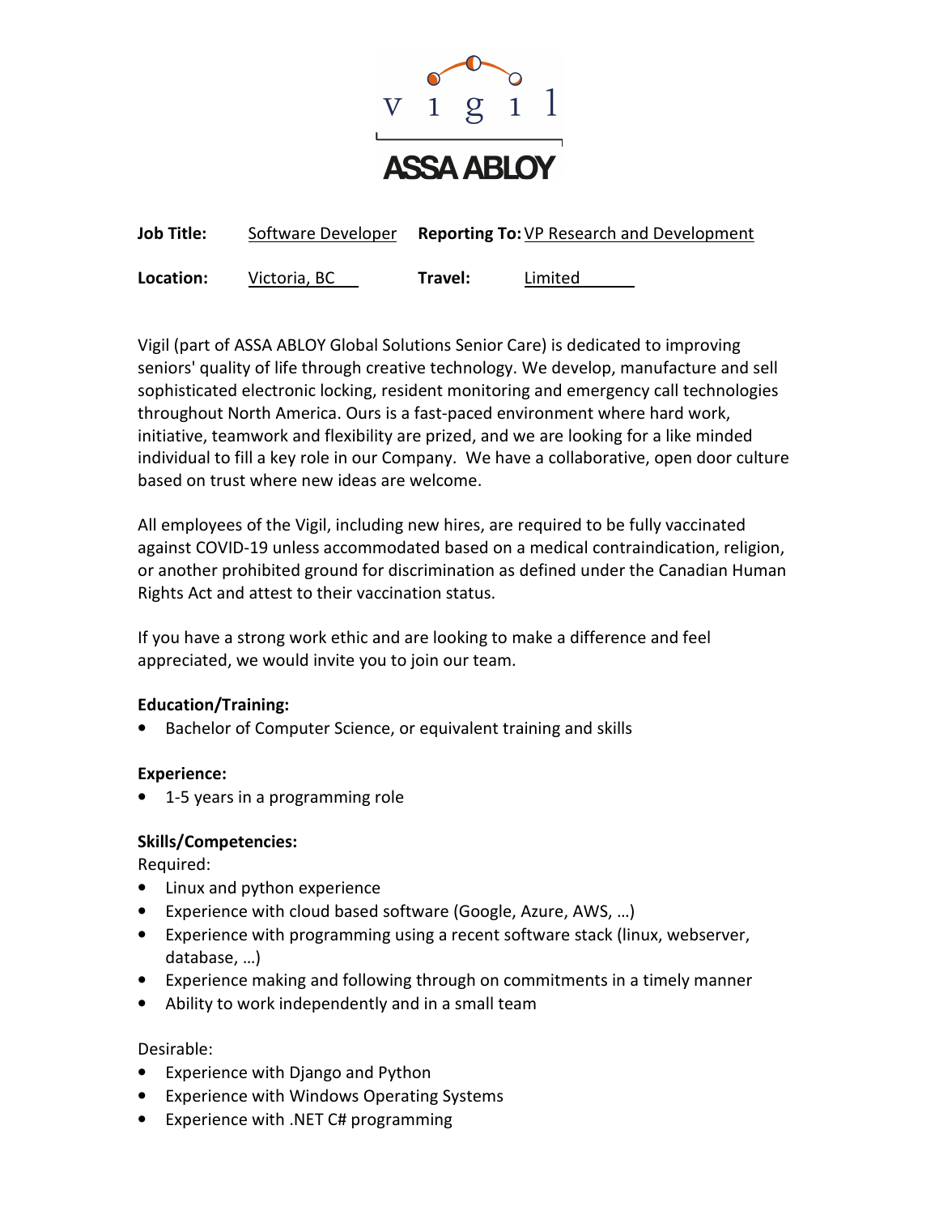vigil

ASSA ABLOY

**Job Title:** Software Developer **Reporting To:** VP Research and Development

**Location:** Victoria, BC **Travel:** Limited

Vigil (part of ASSA ABLOY Global Solutions Senior Care) is dedicated to improving seniors' quality of life through creative technology. We develop, manufacture and sell sophisticated electronic locking, resident monitoring and emergency call technologies throughout North America. Ours is a fast-paced environment where hard work, initiative, teamwork and flexibility are prized, and we are looking for a like minded individual to fill a key role in our Company. We have a collaborative, open door culture based on trust where new ideas are welcome.

All employees of the Vigil, including new hires, are required to be fully vaccinated against COVID-19 unless accommodated based on a medical contraindication, religion, or another prohibited ground for discrimination as defined under the Canadian Human Rights Act and attest to their vaccination status.

If you have a strong work ethic and are looking to make a difference and feel appreciated, we would invite you to join our team.

**Education/Training:**

- Bachelor of Computer Science, or equivalent training and skills

**Experience:**

- 1-5 years in a programming role

**Skills/Competencies:**

Required:

- Linux and python experience
- Experience with cloud based software (Google, Azure, AWS, …)
- Experience with programming using a recent software stack (linux, webserver, database, …)
- Experience making and following through on commitments in a timely manner
- Ability to work independently and in a small team

Desirable:

- Experience with Django and Python
- Experience with Windows Operating Systems
- Experience with .NET C# programming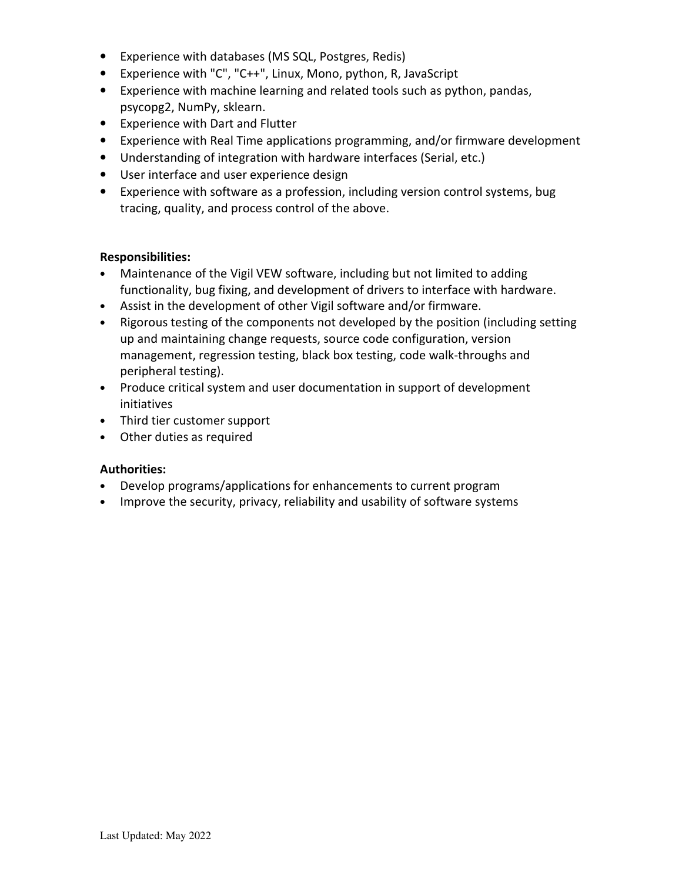- Experience with databases (MS SQL, Postgres, Redis)
- Experience with "C", "C++", Linux, Mono, python, R, JavaScript
- Experience with machine learning and related tools such as python, pandas, psycopg2, NumPy, sklearn.
- Experience with Dart and Flutter
- Experience with Real Time applications programming, and/or firmware development
- Understanding of integration with hardware interfaces (Serial, etc.)
- User interface and user experience design
- Experience with software as a profession, including version control systems, bug tracing, quality, and process control of the above.

**Responsibilities:**

- Maintenance of the Vigil VEW software, including but not limited to adding functionality, bug fixing, and development of drivers to interface with hardware.
- Assist in the development of other Vigil software and/or firmware.
- Rigorous testing of the components not developed by the position (including setting up and maintaining change requests, source code configuration, version management, regression testing, black box testing, code walk-throughs and peripheral testing).
- Produce critical system and user documentation in support of development initiatives
- Third tier customer support
- Other duties as required

**Authorities:**

- Develop programs/applications for enhancements to current program
- Improve the security, privacy, reliability and usability of software systems

Last Updated: May 2022